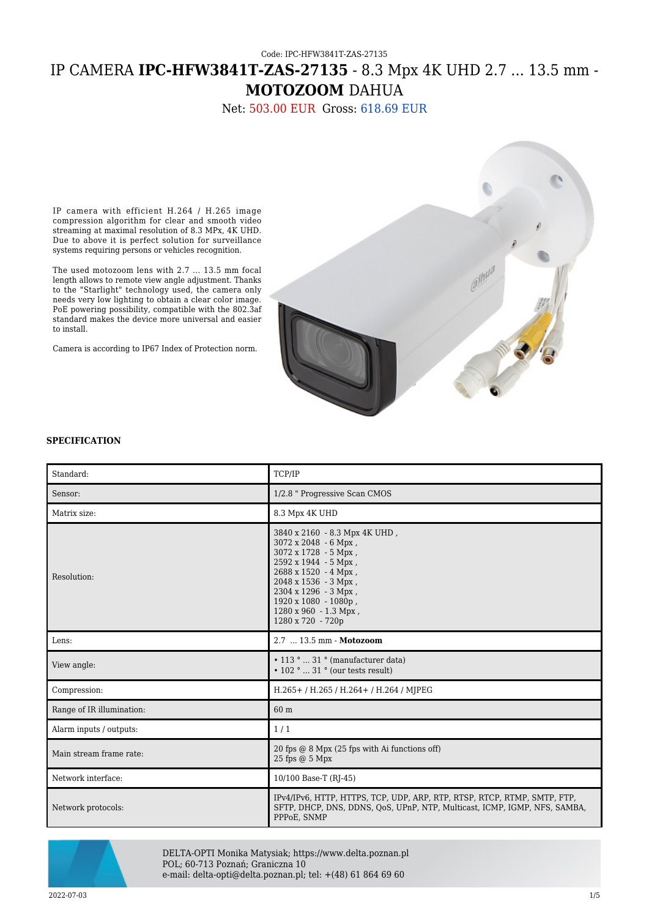Code: IPC-HFW3841T-ZAS-27135

# IP CAMERA **IPC-HFW3841T-ZAS-27135** - 8.3 Mpx 4K UHD 2.7 ... 13.5 mm - **MOTOZOOM** DAHUA

Net: 503.00 EUR Gross: 618.69 EUR

IP camera with efficient H.264 / H.265 image compression algorithm for clear and smooth video streaming at maximal resolution of 8.3 MPx, 4K UHD. Due to above it is perfect solution for surveillance systems requiring persons or vehicles recognition.

The used motozoom lens with 2.7 ... 13.5 mm focal length allows to remote view angle adjustment. Thanks to the "Starlight" technology used, the camera only needs very low lighting to obtain a clear color image. PoE powering possibility, compatible with the 802.3af standard makes the device more universal and easier to install.

Camera is according to IP67 Index of Protection norm.

**SPECIFICATION**

| | |
|---|---|
| Standard: | TCP/IP |
| Sensor: | 1/2.8 " Progressive Scan CMOS |
| Matrix size: | 8.3 Mpx 4K UHD |
| Resolution: | 3840 x 2160 - 8.3 Mpx 4K UHD ,<br>3072 x 2048 - 6 Mpx ,<br>3072 x 1728 - 5 Mpx ,<br>2592 x 1944 - 5 Mpx ,<br>2688 x 1520 - 4 Mpx ,<br>2048 x 1536 - 3 Mpx ,<br>2304 x 1296 - 3 Mpx ,<br>1920 x 1080 - 1080p ,<br>1280 x 960 - 1.3 Mpx ,<br>1280 x 720 - 720p |
| Lens: | 2.7 ... 13.5 mm - **Motozoom** |
| View angle: | • 113 ° ... 31 ° (manufacturer data)<br>• 102 ° ... 31 ° (our tests result) |
| Compression: | H.265+ / H.265 / H.264+ / H.264 / MJPEG |
| Range of IR illumination: | 60 m |
| Alarm inputs / outputs: | 1 / 1 |
| Main stream frame rate: | 20 fps @ 8 Mpx (25 fps with Ai functions off)<br>25 fps @ 5 Mpx |
| Network interface: | 10/100 Base-T (RJ-45) |
| Network protocols: | IPv4/IPv6, HTTP, HTTPS, TCP, UDP, ARP, RTP, RTSP, RTCP, RTMP, SMTP, FTP, SFTP, DHCP, DNS, DDNS, QoS, UPnP, NTP, Multicast, ICMP, IGMP, NFS, SAMBA, PPPoE, SNMP |

DELTA-OPTI Monika Matysiak; https://www.delta.poznan.pl
POL; 60-713 Poznań; Graniczna 10
e-mail: delta-opti@delta.poznan.pl; tel: +(48) 61 864 69 60

2022-07-03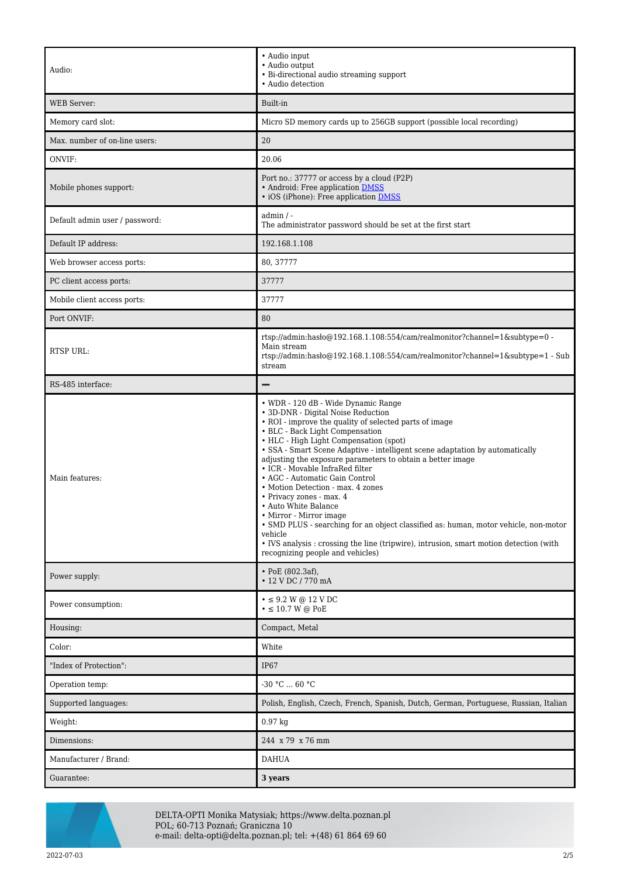| | |
|---|---|
| Audio: | • Audio input<br>• Audio output<br>• Bi-directional audio streaming support<br>• Audio detection |
| WEB Server: | Built-in |
| Memory card slot: | Micro SD memory cards up to 256GB support (possible local recording) |
| Max. number of on-line users: | 20 |
| ONVIF: | 20.06 |
| Mobile phones support: | Port no.: 37777 or access by a cloud (P2P)<br>• Android: Free application DMSS<br>• iOS (iPhone): Free application DMSS |
| Default admin user / password: | admin / -<br>The administrator password should be set at the first start |
| Default IP address: | 192.168.1.108 |
| Web browser access ports: | 80, 37777 |
| PC client access ports: | 37777 |
| Mobile client access ports: | 37777 |
| Port ONVIF: | 80 |
| RTSP URL: | rtsp://admin:hasło@192.168.1.108:554/cam/realmonitor?channel=1&subtype=0 - Main stream<br>rtsp://admin:hasło@192.168.1.108:554/cam/realmonitor?channel=1&subtype=1 - Sub stream |
| RS-485 interface: | — |
| Main features: | • WDR - 120 dB - Wide Dynamic Range<br>• 3D-DNR - Digital Noise Reduction<br>• ROI - improve the quality of selected parts of image<br>• BLC - Back Light Compensation<br>• HLC - High Light Compensation (spot)<br>• SSA - Smart Scene Adaptive - intelligent scene adaptation by automatically adjusting the exposure parameters to obtain a better image<br>• ICR - Movable InfraRed filter<br>• AGC - Automatic Gain Control<br>• Motion Detection - max. 4 zones<br>• Privacy zones - max. 4<br>• Auto White Balance<br>• Mirror - Mirror image<br>• SMD PLUS - searching for an object classified as: human, motor vehicle, non-motor vehicle<br>• IVS analysis : crossing the line (tripwire), intrusion, smart motion detection (with recognizing people and vehicles) |
| Power supply: | • PoE (802.3af),<br>• 12 V DC / 770 mA |
| Power consumption: | • ≤ 9.2 W @ 12 V DC<br>• ≤ 10.7 W @ PoE |
| Housing: | Compact, Metal |
| Color: | White |
| "Index of Protection": | IP67 |
| Operation temp: | -30 °C ... 60 °C |
| Supported languages: | Polish, English, Czech, French, Spanish, Dutch, German, Portuguese, Russian, Italian |
| Weight: | 0.97 kg |
| Dimensions: | 244 x 79 x 76 mm |
| Manufacturer / Brand: | DAHUA |
| Guarantee: | **3 years** |

DELTA-OPTI Monika Matysiak; https://www.delta.poznan.pl
POL; 60-713 Poznań; Graniczna 10
e-mail: delta-opti@delta.poznan.pl; tel: +(48) 61 864 69 60

2022-07-03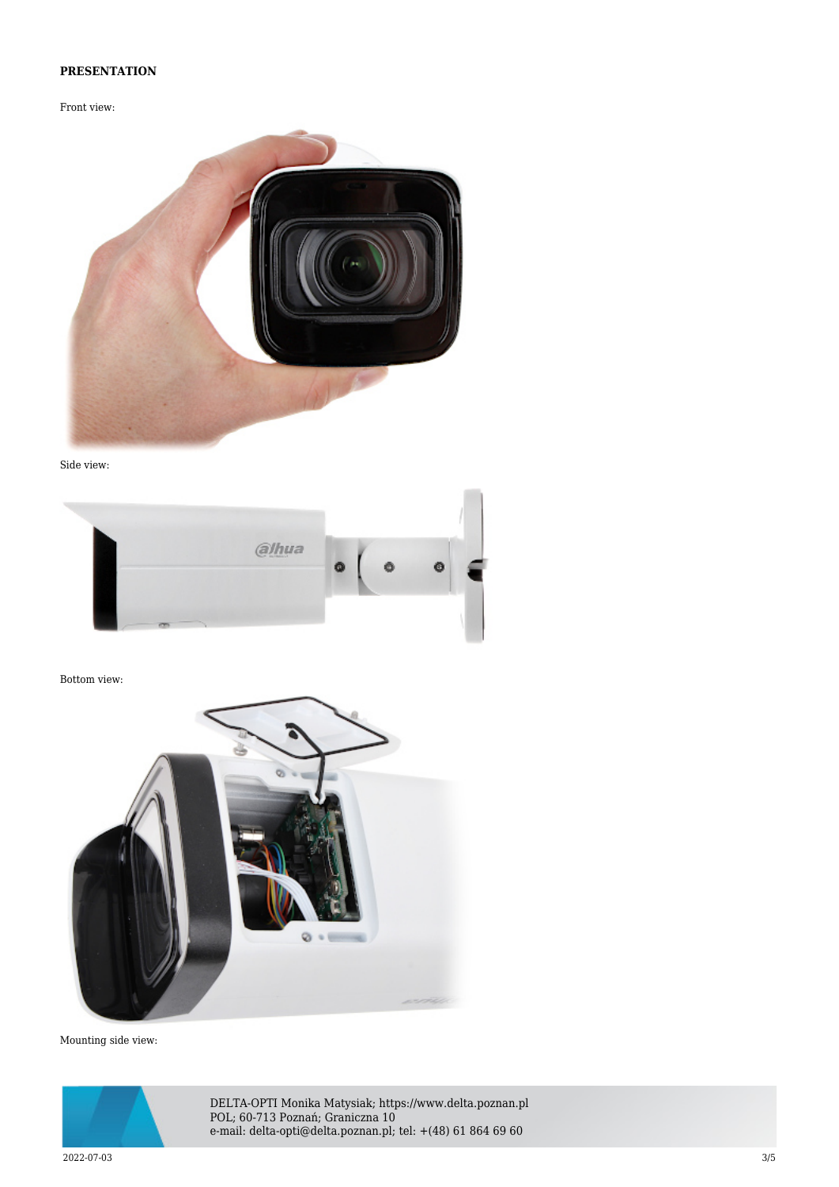**PRESENTATION**

Front view:

Side view:

Bottom view:

Mounting side view: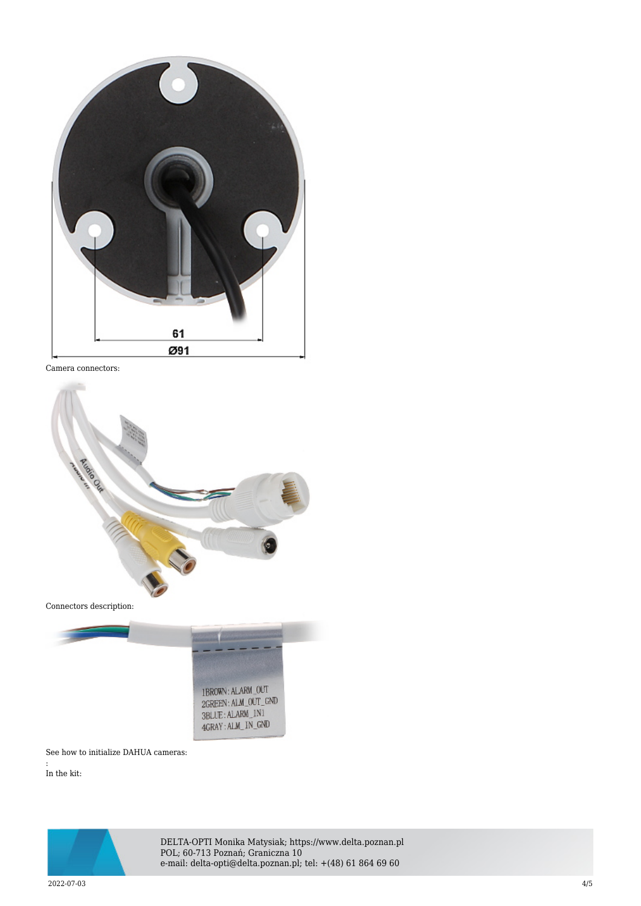Camera connectors:

Connectors description:

See how to initialize DAHUA cameras:

:
In the kit: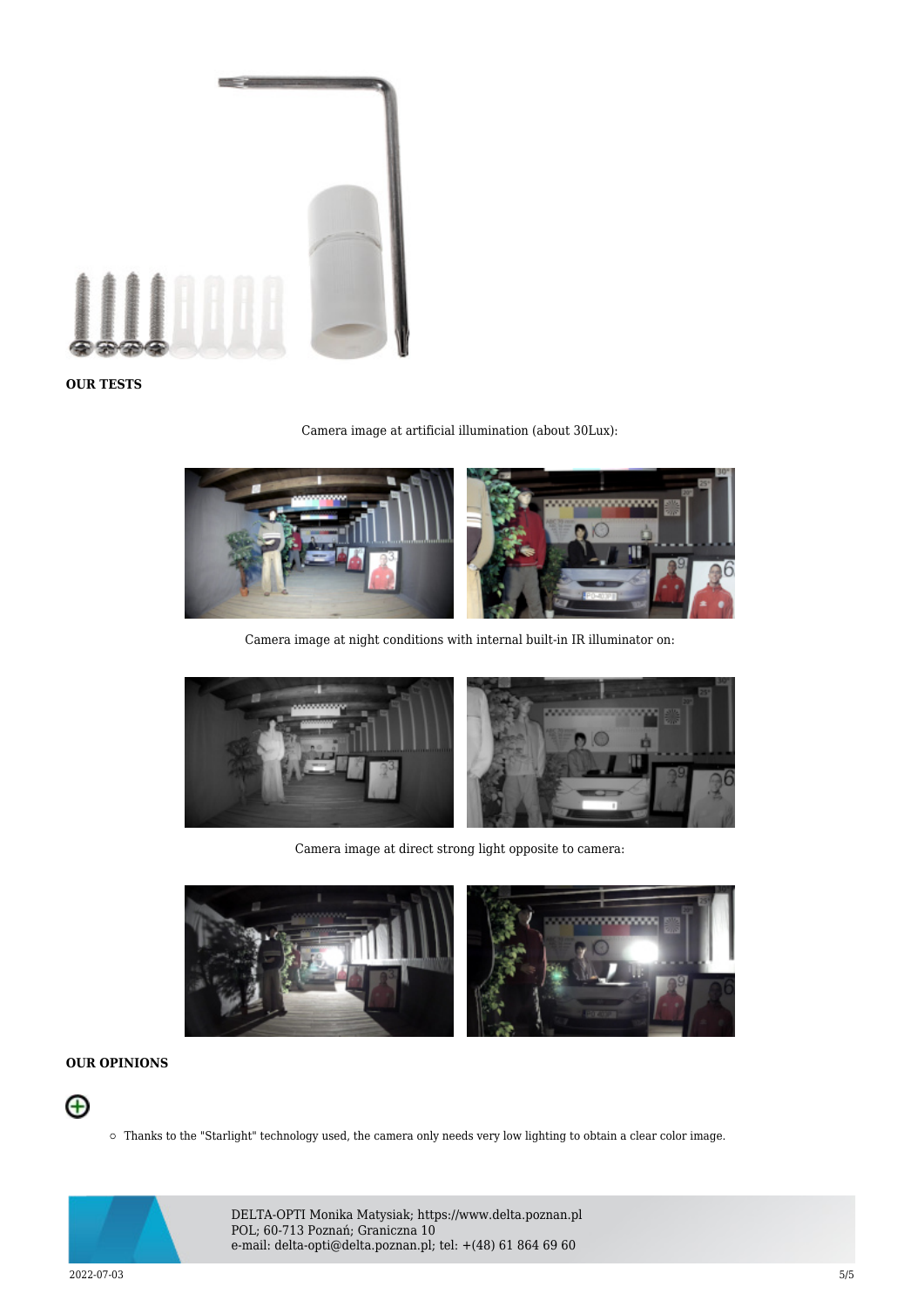**OUR TESTS**

Camera image at artificial illumination (about 30Lux):

Camera image at night conditions with internal built-in IR illuminator on:

Camera image at direct strong light opposite to camera:

**OUR OPINIONS**

⊕

- Thanks to the "Starlight" technology used, the camera only needs very low lighting to obtain a clear color image.